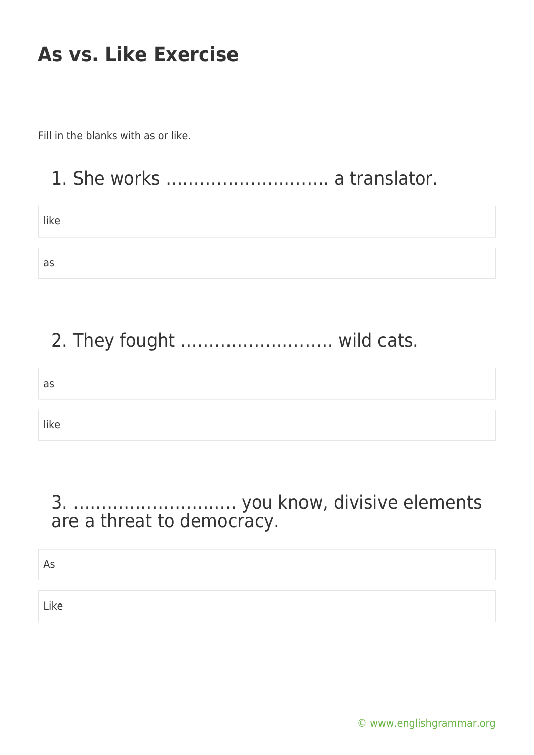# As vs. Like Exercise

Fill in the blanks with as or like.

## 1. She works ………………………. a translator.

like

as

## 2. They fought ……………………. wild cats.

as

like

## 3. ………………………. you know, divisive elements are a threat to democracy.

As

Like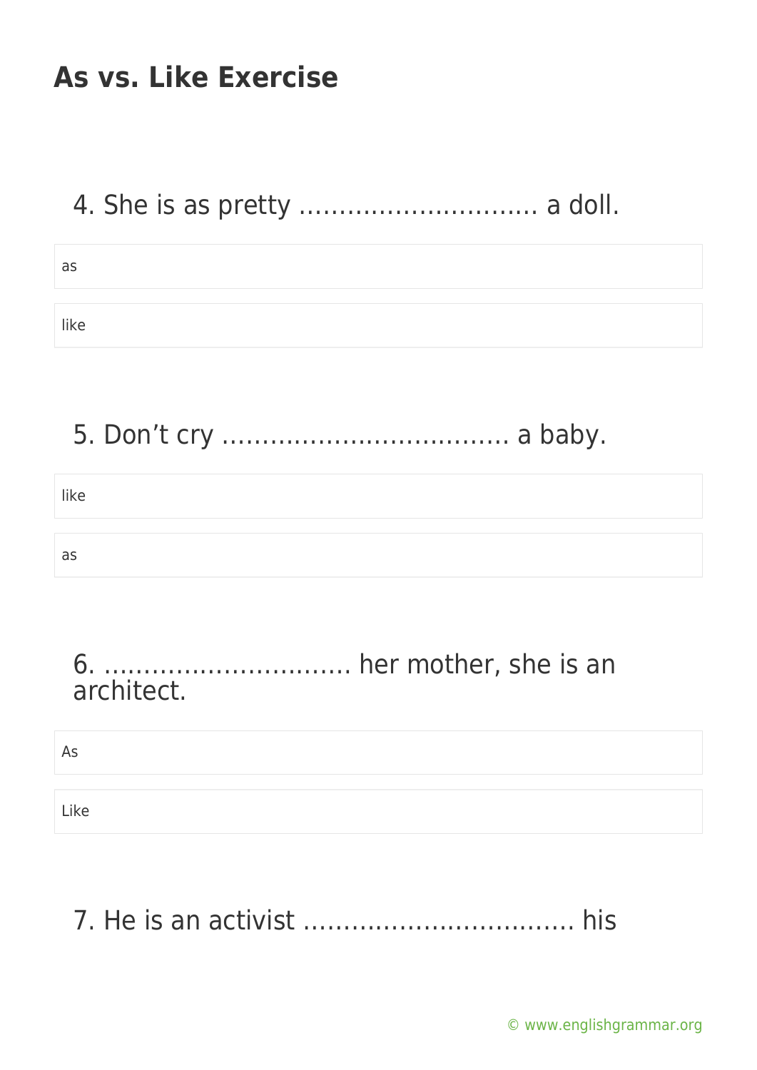## As vs. Like Exercise

4. She is as pretty ………………………… a doll.

- as
- like

5. Don't cry ……………………………… a baby.

- like
- as

6. ………………………… her mother, she is an architect.

- As
- Like

7. He is an activist ……………………………. his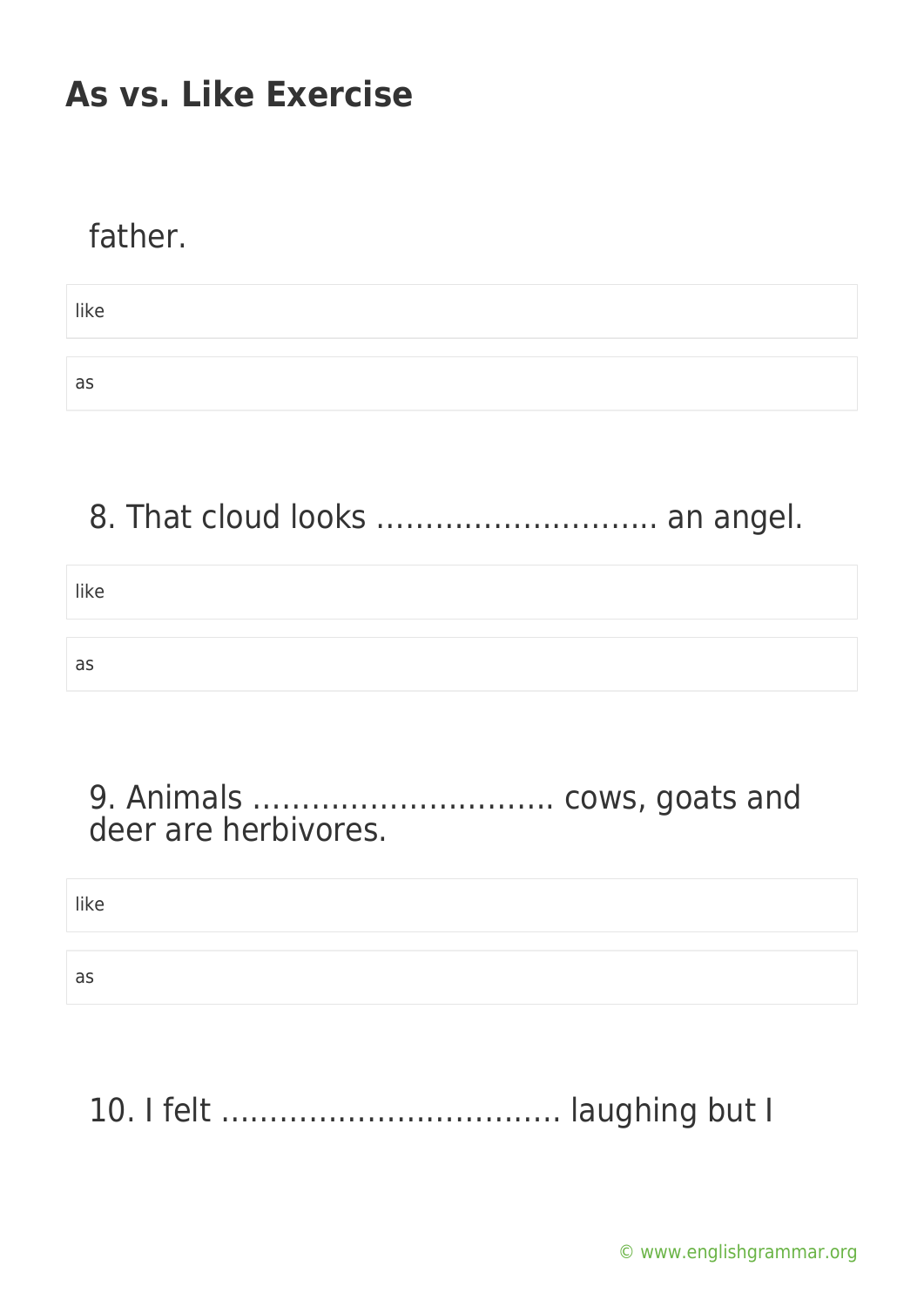# As vs. Like Exercise

father.

like

as

8. That cloud looks ……………………….. an angel.

like

as

9. Animals ………………………….. cows, goats and deer are herbivores.

like

as

10. I felt …………………………….. laughing but I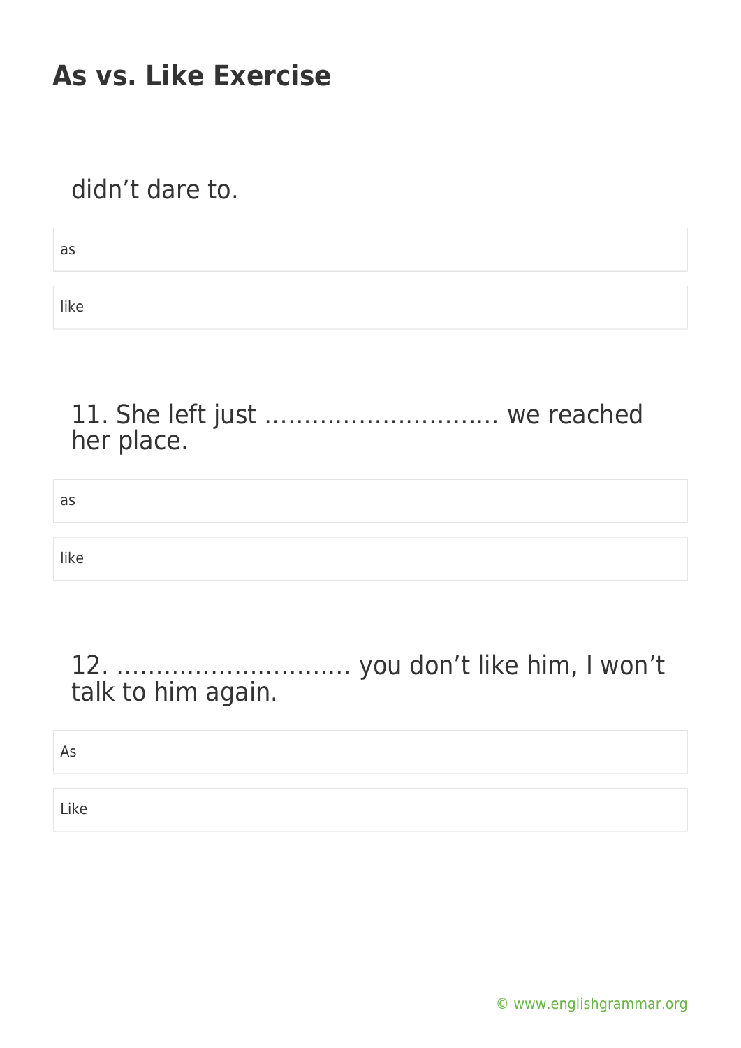didn't dare to.

as

like

11. She left just ………………………… we reached her place.

as

like

12. ………………………… you don't like him, I won't talk to him again.

As

Like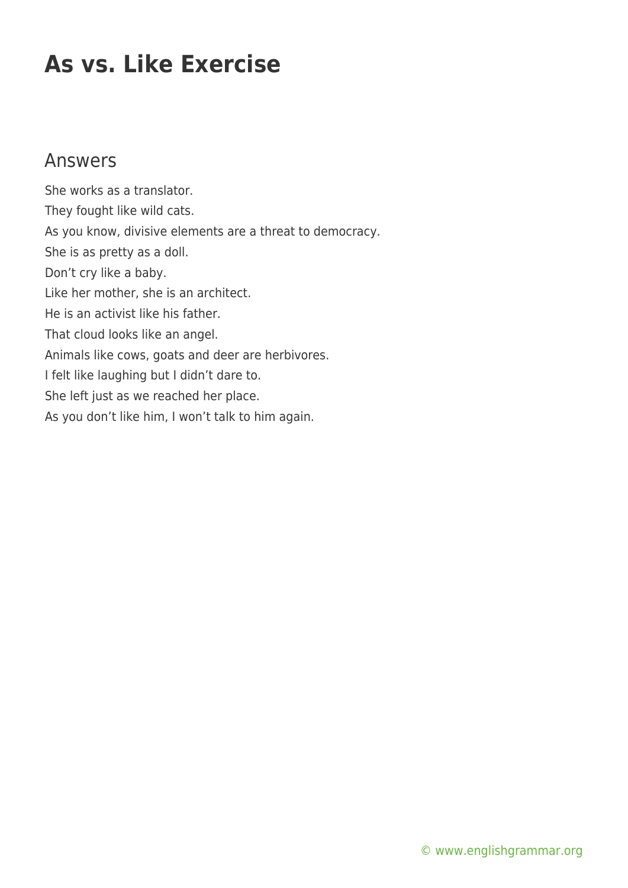# As vs. Like Exercise

## Answers

She works as a translator.
They fought like wild cats.
As you know, divisive elements are a threat to democracy.
She is as pretty as a doll.
Don't cry like a baby.
Like her mother, she is an architect.
He is an activist like his father.
That cloud looks like an angel.
Animals like cows, goats and deer are herbivores.
I felt like laughing but I didn't dare to.
She left just as we reached her place.
As you don't like him, I won't talk to him again.